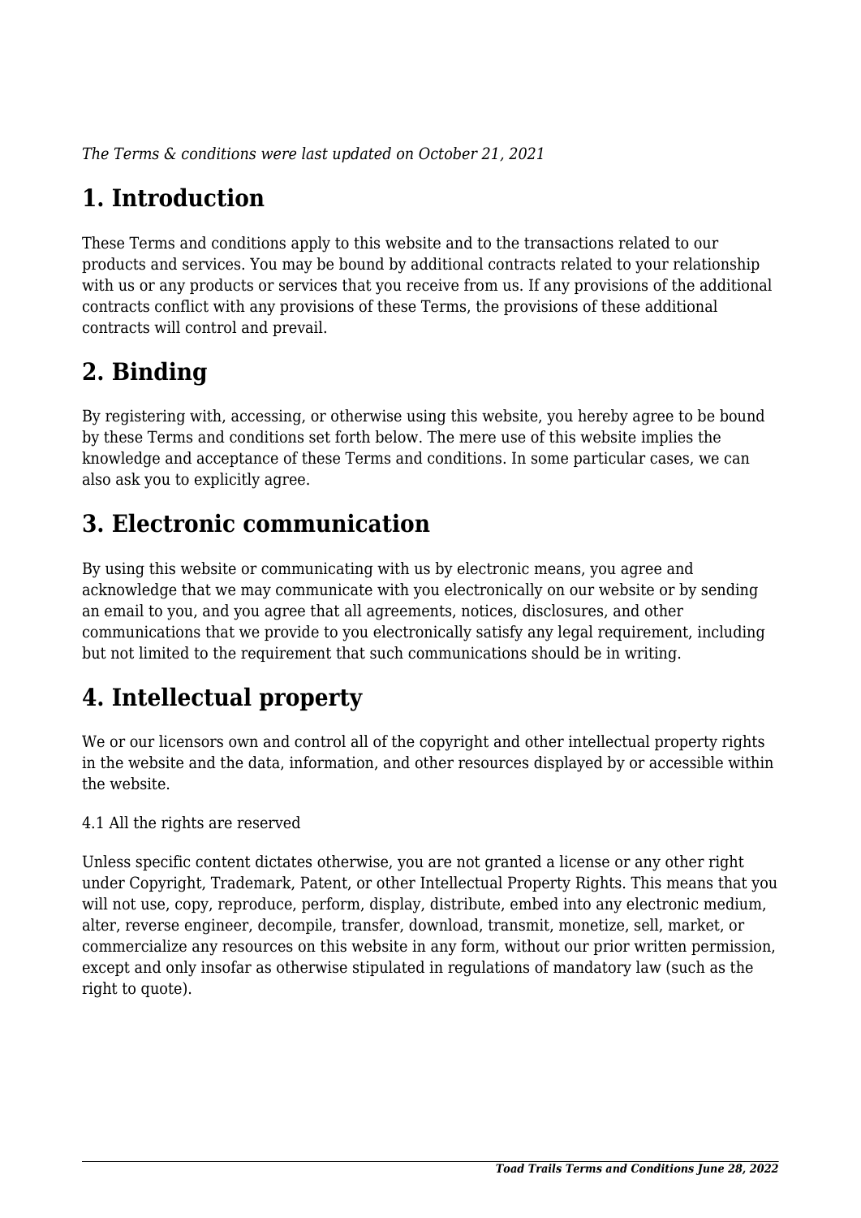*The Terms & conditions were last updated on October 21, 2021*

# 1. Introduction

These Terms and conditions apply to this website and to the transactions related to our products and services. You may be bound by additional contracts related to your relationship with us or any products or services that you receive from us. If any provisions of the additional contracts conflict with any provisions of these Terms, the provisions of these additional contracts will control and prevail.

# 2. Binding

By registering with, accessing, or otherwise using this website, you hereby agree to be bound by these Terms and conditions set forth below. The mere use of this website implies the knowledge and acceptance of these Terms and conditions. In some particular cases, we can also ask you to explicitly agree.

# 3. Electronic communication

By using this website or communicating with us by electronic means, you agree and acknowledge that we may communicate with you electronically on our website or by sending an email to you, and you agree that all agreements, notices, disclosures, and other communications that we provide to you electronically satisfy any legal requirement, including but not limited to the requirement that such communications should be in writing.

# 4. Intellectual property

We or our licensors own and control all of the copyright and other intellectual property rights in the website and the data, information, and other resources displayed by or accessible within the website.

4.1 All the rights are reserved

Unless specific content dictates otherwise, you are not granted a license or any other right under Copyright, Trademark, Patent, or other Intellectual Property Rights. This means that you will not use, copy, reproduce, perform, display, distribute, embed into any electronic medium, alter, reverse engineer, decompile, transfer, download, transmit, monetize, sell, market, or commercialize any resources on this website in any form, without our prior written permission, except and only insofar as otherwise stipulated in regulations of mandatory law (such as the right to quote).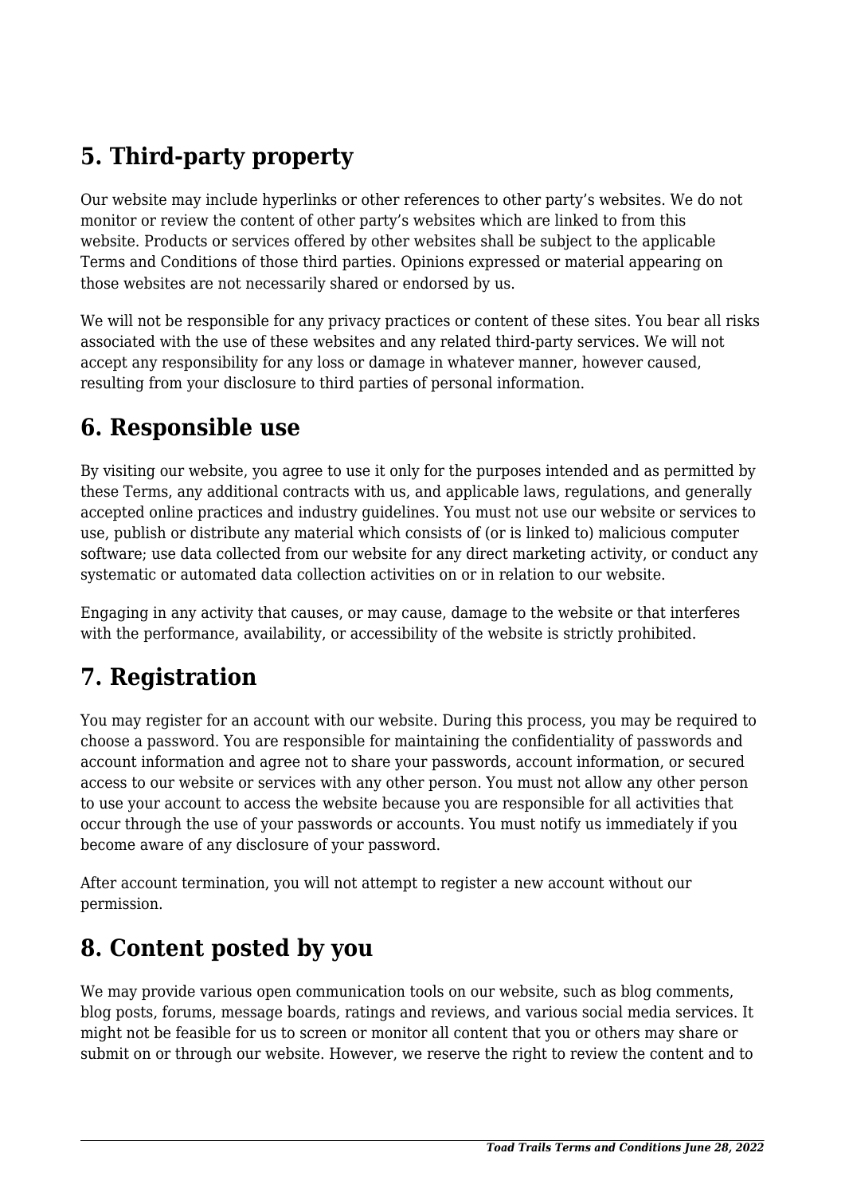## 5. Third-party property

Our website may include hyperlinks or other references to other party's websites. We do not monitor or review the content of other party's websites which are linked to from this website. Products or services offered by other websites shall be subject to the applicable Terms and Conditions of those third parties. Opinions expressed or material appearing on those websites are not necessarily shared or endorsed by us.

We will not be responsible for any privacy practices or content of these sites. You bear all risks associated with the use of these websites and any related third-party services. We will not accept any responsibility for any loss or damage in whatever manner, however caused, resulting from your disclosure to third parties of personal information.

## 6. Responsible use

By visiting our website, you agree to use it only for the purposes intended and as permitted by these Terms, any additional contracts with us, and applicable laws, regulations, and generally accepted online practices and industry guidelines. You must not use our website or services to use, publish or distribute any material which consists of (or is linked to) malicious computer software; use data collected from our website for any direct marketing activity, or conduct any systematic or automated data collection activities on or in relation to our website.

Engaging in any activity that causes, or may cause, damage to the website or that interferes with the performance, availability, or accessibility of the website is strictly prohibited.

## 7. Registration

You may register for an account with our website. During this process, you may be required to choose a password. You are responsible for maintaining the confidentiality of passwords and account information and agree not to share your passwords, account information, or secured access to our website or services with any other person. You must not allow any other person to use your account to access the website because you are responsible for all activities that occur through the use of your passwords or accounts. You must notify us immediately if you become aware of any disclosure of your password.

After account termination, you will not attempt to register a new account without our permission.

## 8. Content posted by you

We may provide various open communication tools on our website, such as blog comments, blog posts, forums, message boards, ratings and reviews, and various social media services. It might not be feasible for us to screen or monitor all content that you or others may share or submit on or through our website. However, we reserve the right to review the content and to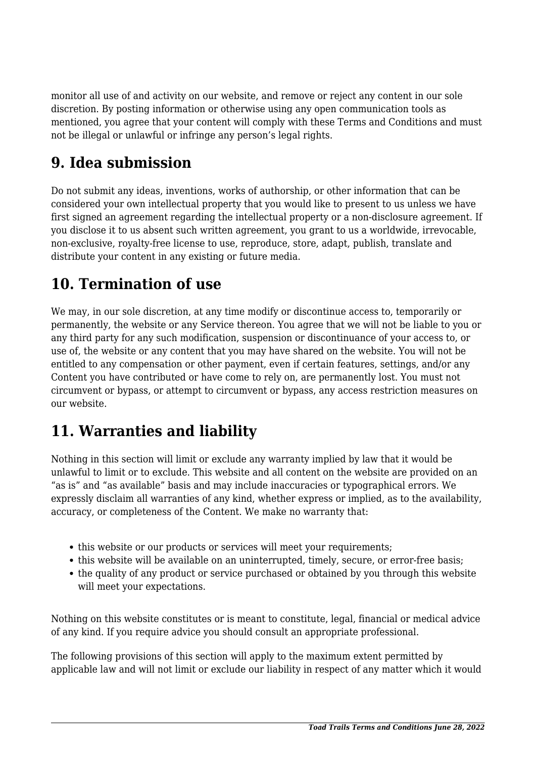monitor all use of and activity on our website, and remove or reject any content in our sole discretion. By posting information or otherwise using any open communication tools as mentioned, you agree that your content will comply with these Terms and Conditions and must not be illegal or unlawful or infringe any person's legal rights.

## 9. Idea submission

Do not submit any ideas, inventions, works of authorship, or other information that can be considered your own intellectual property that you would like to present to us unless we have first signed an agreement regarding the intellectual property or a non-disclosure agreement. If you disclose it to us absent such written agreement, you grant to us a worldwide, irrevocable, non-exclusive, royalty-free license to use, reproduce, store, adapt, publish, translate and distribute your content in any existing or future media.

## 10. Termination of use

We may, in our sole discretion, at any time modify or discontinue access to, temporarily or permanently, the website or any Service thereon. You agree that we will not be liable to you or any third party for any such modification, suspension or discontinuance of your access to, or use of, the website or any content that you may have shared on the website. You will not be entitled to any compensation or other payment, even if certain features, settings, and/or any Content you have contributed or have come to rely on, are permanently lost. You must not circumvent or bypass, or attempt to circumvent or bypass, any access restriction measures on our website.

## 11. Warranties and liability

Nothing in this section will limit or exclude any warranty implied by law that it would be unlawful to limit or to exclude. This website and all content on the website are provided on an "as is" and "as available" basis and may include inaccuracies or typographical errors. We expressly disclaim all warranties of any kind, whether express or implied, as to the availability, accuracy, or completeness of the Content. We make no warranty that:

- this website or our products or services will meet your requirements;
- this website will be available on an uninterrupted, timely, secure, or error-free basis;
- the quality of any product or service purchased or obtained by you through this website will meet your expectations.

Nothing on this website constitutes or is meant to constitute, legal, financial or medical advice of any kind. If you require advice you should consult an appropriate professional.

The following provisions of this section will apply to the maximum extent permitted by applicable law and will not limit or exclude our liability in respect of any matter which it would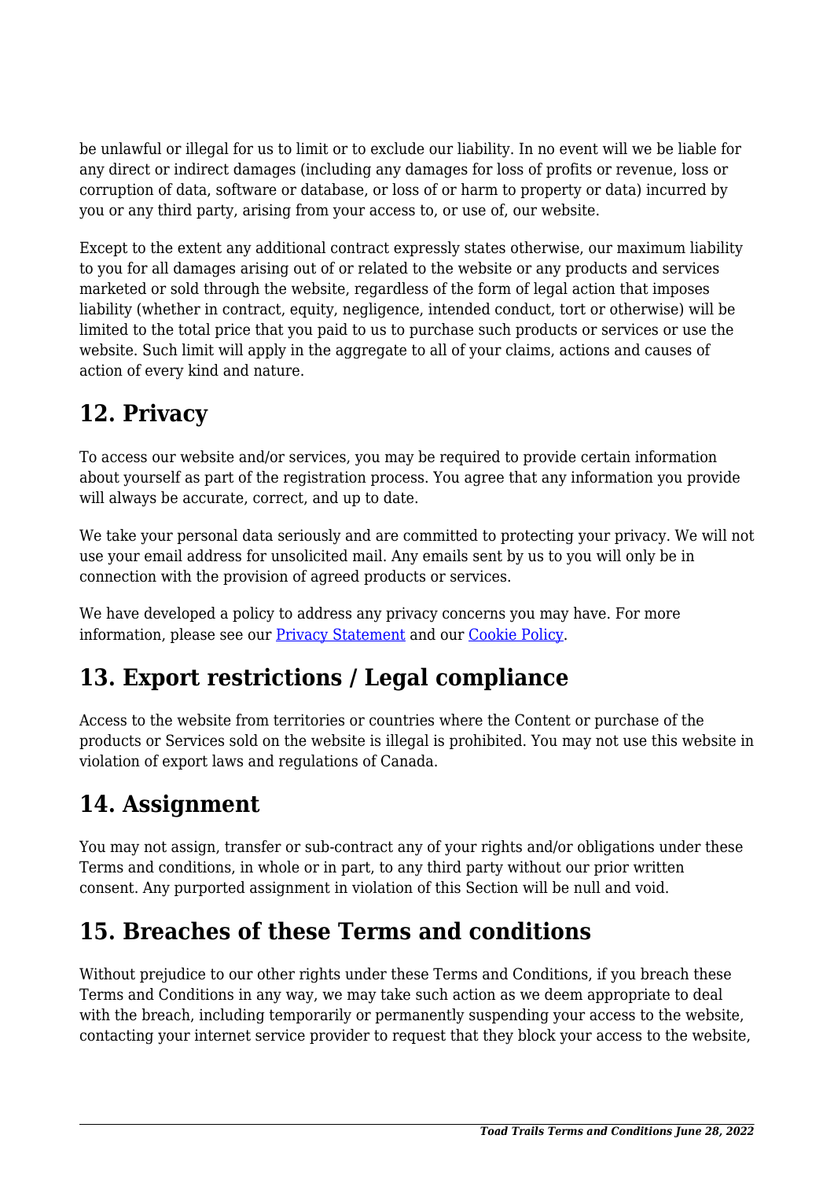be unlawful or illegal for us to limit or to exclude our liability. In no event will we be liable for any direct or indirect damages (including any damages for loss of profits or revenue, loss or corruption of data, software or database, or loss of or harm to property or data) incurred by you or any third party, arising from your access to, or use of, our website.

Except to the extent any additional contract expressly states otherwise, our maximum liability to you for all damages arising out of or related to the website or any products and services marketed or sold through the website, regardless of the form of legal action that imposes liability (whether in contract, equity, negligence, intended conduct, tort or otherwise) will be limited to the total price that you paid to us to purchase such products or services or use the website. Such limit will apply in the aggregate to all of your claims, actions and causes of action of every kind and nature.

## 12. Privacy

To access our website and/or services, you may be required to provide certain information about yourself as part of the registration process. You agree that any information you provide will always be accurate, correct, and up to date.

We take your personal data seriously and are committed to protecting your privacy. We will not use your email address for unsolicited mail. Any emails sent by us to you will only be in connection with the provision of agreed products or services.

We have developed a policy to address any privacy concerns you may have. For more information, please see our [Privacy Statement] and our [Cookie Policy].

## 13. Export restrictions / Legal compliance

Access to the website from territories or countries where the Content or purchase of the products or Services sold on the website is illegal is prohibited. You may not use this website in violation of export laws and regulations of Canada.

## 14. Assignment

You may not assign, transfer or sub-contract any of your rights and/or obligations under these Terms and conditions, in whole or in part, to any third party without our prior written consent. Any purported assignment in violation of this Section will be null and void.

## 15. Breaches of these Terms and conditions

Without prejudice to our other rights under these Terms and Conditions, if you breach these Terms and Conditions in any way, we may take such action as we deem appropriate to deal with the breach, including temporarily or permanently suspending your access to the website, contacting your internet service provider to request that they block your access to the website,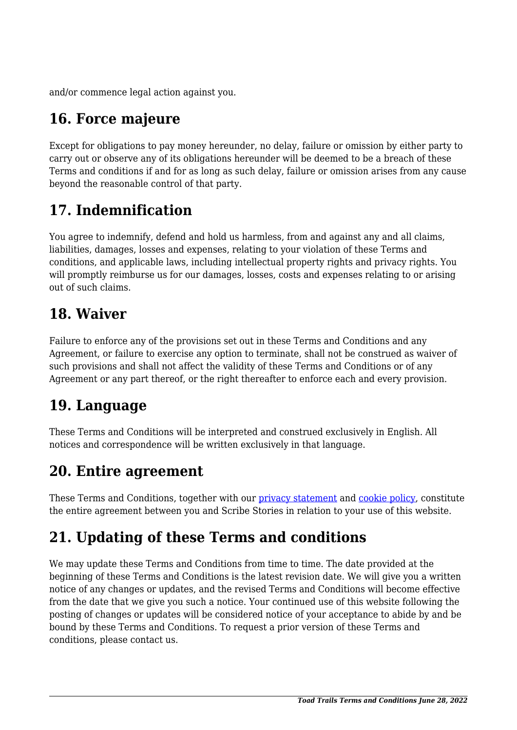and/or commence legal action against you.

## 16. Force majeure

Except for obligations to pay money hereunder, no delay, failure or omission by either party to carry out or observe any of its obligations hereunder will be deemed to be a breach of these Terms and conditions if and for as long as such delay, failure or omission arises from any cause beyond the reasonable control of that party.

## 17. Indemnification

You agree to indemnify, defend and hold us harmless, from and against any and all claims, liabilities, damages, losses and expenses, relating to your violation of these Terms and conditions, and applicable laws, including intellectual property rights and privacy rights. You will promptly reimburse us for our damages, losses, costs and expenses relating to or arising out of such claims.

## 18. Waiver

Failure to enforce any of the provisions set out in these Terms and Conditions and any Agreement, or failure to exercise any option to terminate, shall not be construed as waiver of such provisions and shall not affect the validity of these Terms and Conditions or of any Agreement or any part thereof, or the right thereafter to enforce each and every provision.

## 19. Language

These Terms and Conditions will be interpreted and construed exclusively in English. All notices and correspondence will be written exclusively in that language.

## 20. Entire agreement

These Terms and Conditions, together with our privacy statement and cookie policy, constitute the entire agreement between you and Scribe Stories in relation to your use of this website.

## 21. Updating of these Terms and conditions

We may update these Terms and Conditions from time to time. The date provided at the beginning of these Terms and Conditions is the latest revision date. We will give you a written notice of any changes or updates, and the revised Terms and Conditions will become effective from the date that we give you such a notice. Your continued use of this website following the posting of changes or updates will be considered notice of your acceptance to abide by and be bound by these Terms and Conditions. To request a prior version of these Terms and conditions, please contact us.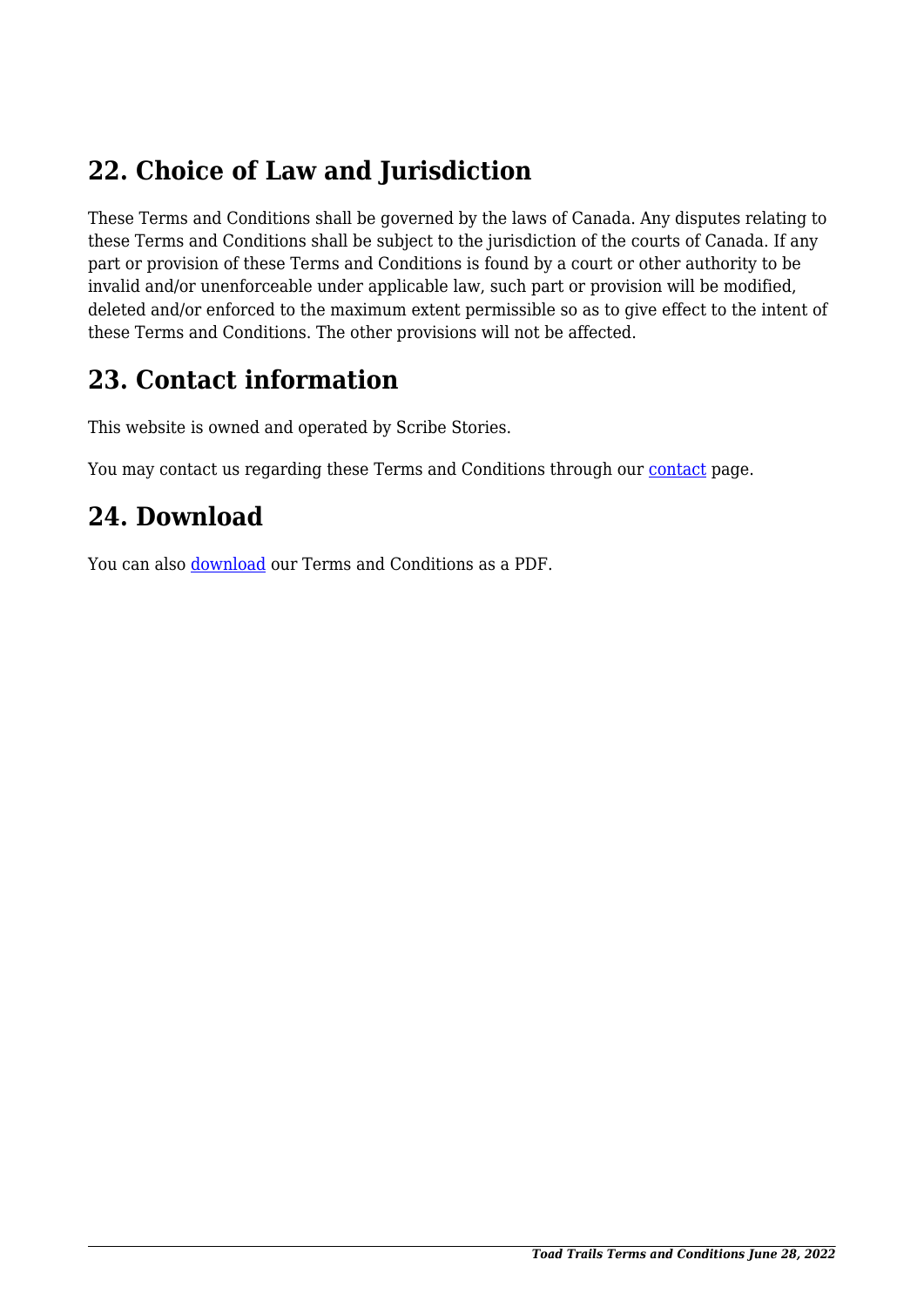## 22. Choice of Law and Jurisdiction

These Terms and Conditions shall be governed by the laws of Canada. Any disputes relating to these Terms and Conditions shall be subject to the jurisdiction of the courts of Canada. If any part or provision of these Terms and Conditions is found by a court or other authority to be invalid and/or unenforceable under applicable law, such part or provision will be modified, deleted and/or enforced to the maximum extent permissible so as to give effect to the intent of these Terms and Conditions. The other provisions will not be affected.

## 23. Contact information

This website is owned and operated by Scribe Stories.

You may contact us regarding these Terms and Conditions through our contact page.

## 24. Download

You can also download our Terms and Conditions as a PDF.